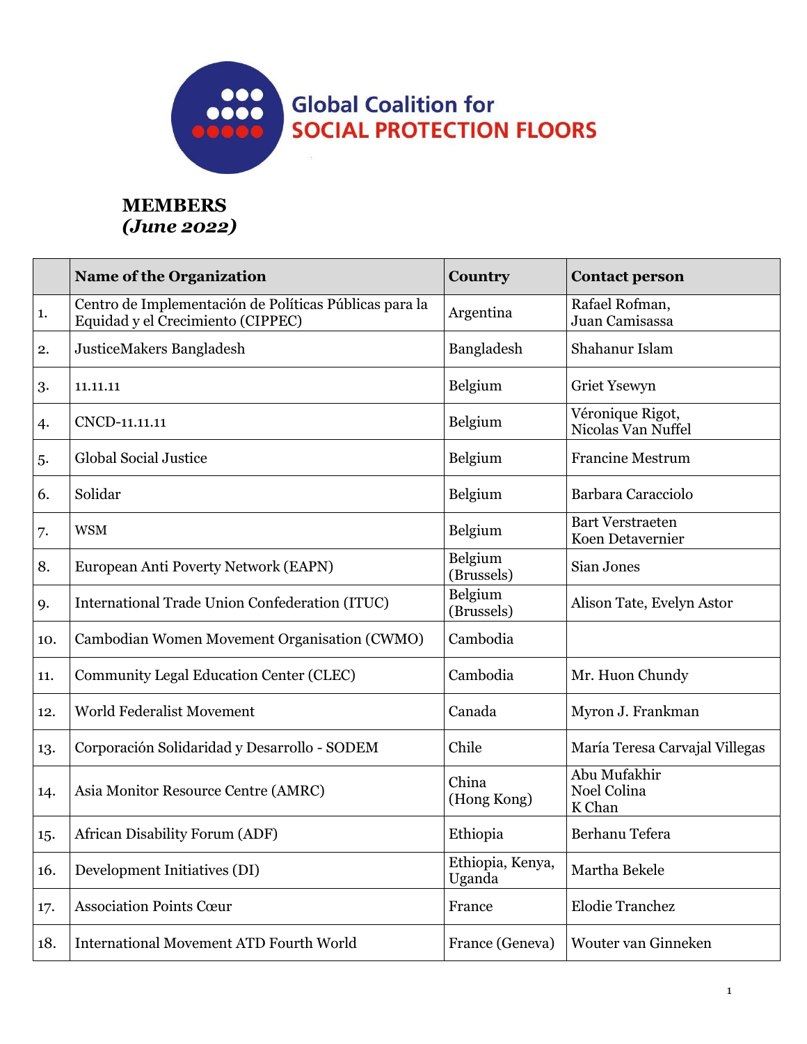Global Coalition for
SOCIAL PROTECTION FLOORS

# MEMBERS
***(June 2022)***

| | Name of the Organization | Country | Contact person |
|---|---|---|---|
| 1. | Centro de Implementación de Políticas Públicas para la Equidad y el Crecimiento (CIPPEC) | Argentina | Rafael Rofman, Juan Camisassa |
| 2. | JusticeMakers Bangladesh | Bangladesh | Shahanur Islam |
| 3. | 11.11.11 | Belgium | Griet Ysewyn |
| 4. | CNCD-11.11.11 | Belgium | Véronique Rigot, Nicolas Van Nuffel |
| 5. | Global Social Justice | Belgium | Francine Mestrum |
| 6. | Solidar | Belgium | Barbara Caracciolo |
| 7. | WSM | Belgium | Bart Verstraeten Koen Detavernier |
| 8. | European Anti Poverty Network (EAPN) | Belgium (Brussels) | Sian Jones |
| 9. | International Trade Union Confederation (ITUC) | Belgium (Brussels) | Alison Tate, Evelyn Astor |
| 10. | Cambodian Women Movement Organisation (CWMO) | Cambodia | |
| 11. | Community Legal Education Center (CLEC) | Cambodia | Mr. Huon Chundy |
| 12. | World Federalist Movement | Canada | Myron J. Frankman |
| 13. | Corporación Solidaridad y Desarrollo - SODEM | Chile | María Teresa Carvajal Villegas |
| 14. | Asia Monitor Resource Centre (AMRC) | China (Hong Kong) | Abu Mufakhir Noel Colina K Chan |
| 15. | African Disability Forum (ADF) | Ethiopia | Berhanu Tefera |
| 16. | Development Initiatives (DI) | Ethiopia, Kenya, Uganda | Martha Bekele |
| 17. | Association Points Cœur | France | Elodie Tranchez |
| 18. | International Movement ATD Fourth World | France (Geneva) | Wouter van Ginneken |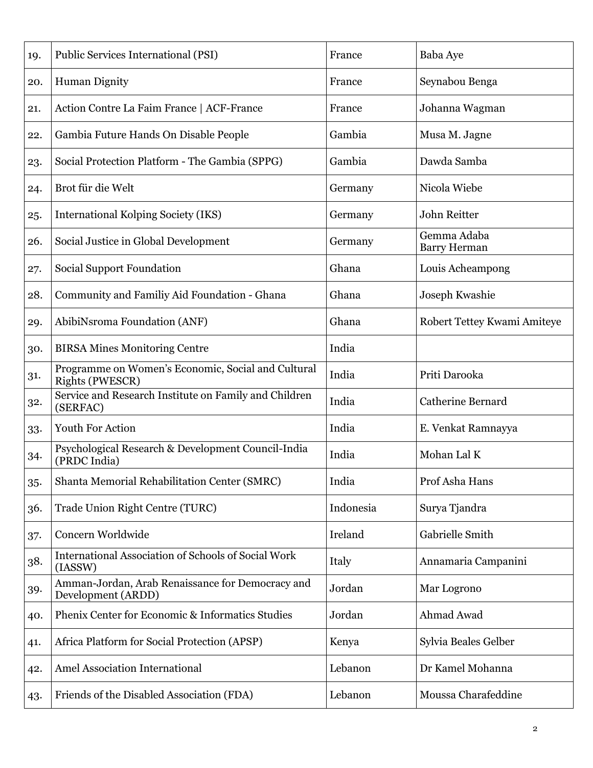| 19. | Public Services International (PSI) | France | Baba Aye |
|---|---|---|---|
| 20. | Human Dignity | France | Seynabou Benga |
| 21. | Action Contre La Faim France \| ACF-France | France | Johanna Wagman |
| 22. | Gambia Future Hands On Disable People | Gambia | Musa M. Jagne |
| 23. | Social Protection Platform - The Gambia (SPPG) | Gambia | Dawda Samba |
| 24. | Brot für die Welt | Germany | Nicola Wiebe |
| 25. | International Kolping Society (IKS) | Germany | John Reitter |
| 26. | Social Justice in Global Development | Germany | Gemma Adaba<br>Barry Herman |
| 27. | Social Support Foundation | Ghana | Louis Acheampong |
| 28. | Community and Familiy Aid Foundation - Ghana | Ghana | Joseph Kwashie |
| 29. | AbibiNsroma Foundation (ANF) | Ghana | Robert Tettey Kwami Amiteye |
| 30. | BIRSA Mines Monitoring Centre | India | |
| 31. | Programme on Women's Economic, Social and Cultural Rights (PWESCR) | India | Priti Darooka |
| 32. | Service and Research Institute on Family and Children (SERFAC) | India | Catherine Bernard |
| 33. | Youth For Action | India | E. Venkat Ramnayya |
| 34. | Psychological Research & Development Council-India (PRDC India) | India | Mohan Lal K |
| 35. | Shanta Memorial Rehabilitation Center (SMRC) | India | Prof Asha Hans |
| 36. | Trade Union Right Centre (TURC) | Indonesia | Surya Tjandra |
| 37. | Concern Worldwide | Ireland | Gabrielle Smith |
| 38. | International Association of Schools of Social Work (IASSW) | Italy | Annamaria Campanini |
| 39. | Amman-Jordan, Arab Renaissance for Democracy and Development (ARDD) | Jordan | Mar Logrono |
| 40. | Phenix Center for Economic & Informatics Studies | Jordan | Ahmad Awad |
| 41. | Africa Platform for Social Protection (APSP) | Kenya | Sylvia Beales Gelber |
| 42. | Amel Association International | Lebanon | Dr Kamel Mohanna |
| 43. | Friends of the Disabled Association (FDA) | Lebanon | Moussa Charafeddine |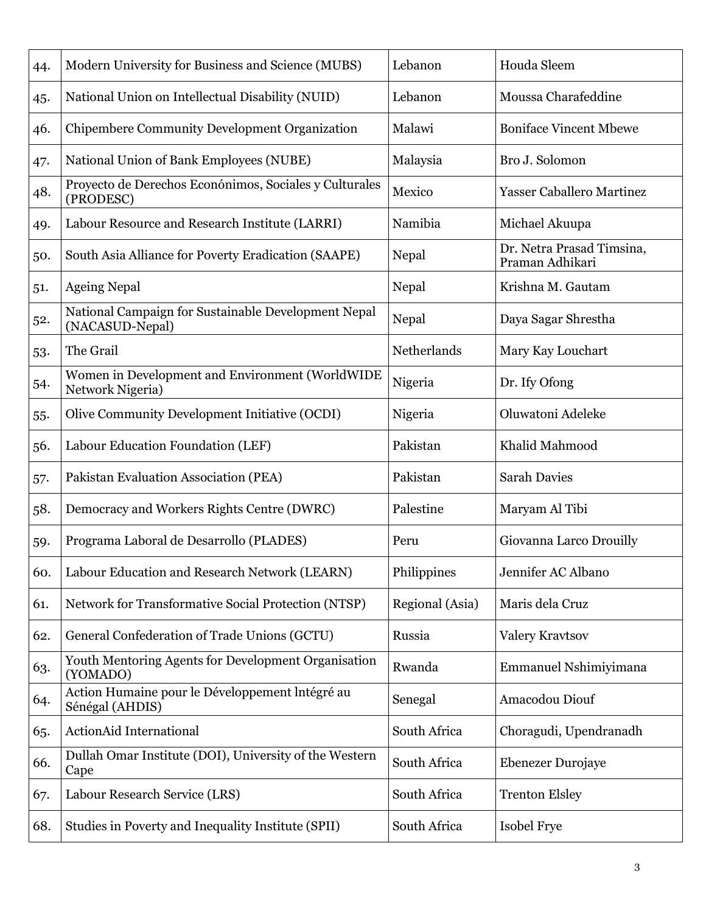| 44. | Modern University for Business and Science (MUBS) | Lebanon | Houda Sleem |
|---|---|---|---|
| 45. | National Union on Intellectual Disability (NUID) | Lebanon | Moussa Charafeddine |
| 46. | Chipembere Community Development Organization | Malawi | Boniface Vincent Mbewe |
| 47. | National Union of Bank Employees (NUBE) | Malaysia | Bro J. Solomon |
| 48. | Proyecto de Derechos Econónimos, Sociales y Culturales (PRODESC) | Mexico | Yasser Caballero Martinez |
| 49. | Labour Resource and Research Institute (LARRI) | Namibia | Michael Akuupa |
| 50. | South Asia Alliance for Poverty Eradication (SAAPE) | Nepal | Dr. Netra Prasad Timsina, Praman Adhikari |
| 51. | Ageing Nepal | Nepal | Krishna M. Gautam |
| 52. | National Campaign for Sustainable Development Nepal (NACASUD-Nepal) | Nepal | Daya Sagar Shrestha |
| 53. | The Grail | Netherlands | Mary Kay Louchart |
| 54. | Women in Development and Environment (WorldWIDE Network Nigeria) | Nigeria | Dr. Ify Ofong |
| 55. | Olive Community Development Initiative (OCDI) | Nigeria | Oluwatoni Adeleke |
| 56. | Labour Education Foundation (LEF) | Pakistan | Khalid Mahmood |
| 57. | Pakistan Evaluation Association (PEA) | Pakistan | Sarah Davies |
| 58. | Democracy and Workers Rights Centre (DWRC) | Palestine | Maryam Al Tibi |
| 59. | Programa Laboral de Desarrollo (PLADES) | Peru | Giovanna Larco Drouilly |
| 60. | Labour Education and Research Network (LEARN) | Philippines | Jennifer AC Albano |
| 61. | Network for Transformative Social Protection (NTSP) | Regional (Asia) | Maris dela Cruz |
| 62. | General Confederation of Trade Unions (GCTU) | Russia | Valery Kravtsov |
| 63. | Youth Mentoring Agents for Development Organisation (YOMADO) | Rwanda | Emmanuel Nshimiyimana |
| 64. | Action Humaine pour le Développement lntégré au Sénégal (AHDIS) | Senegal | Amacodou Diouf |
| 65. | ActionAid International | South Africa | Choragudi, Upendranadh |
| 66. | Dullah Omar Institute (DOI), University of the Western Cape | South Africa | Ebenezer Durojaye |
| 67. | Labour Research Service (LRS) | South Africa | Trenton Elsley |
| 68. | Studies in Poverty and Inequality Institute (SPII) | South Africa | Isobel Frye |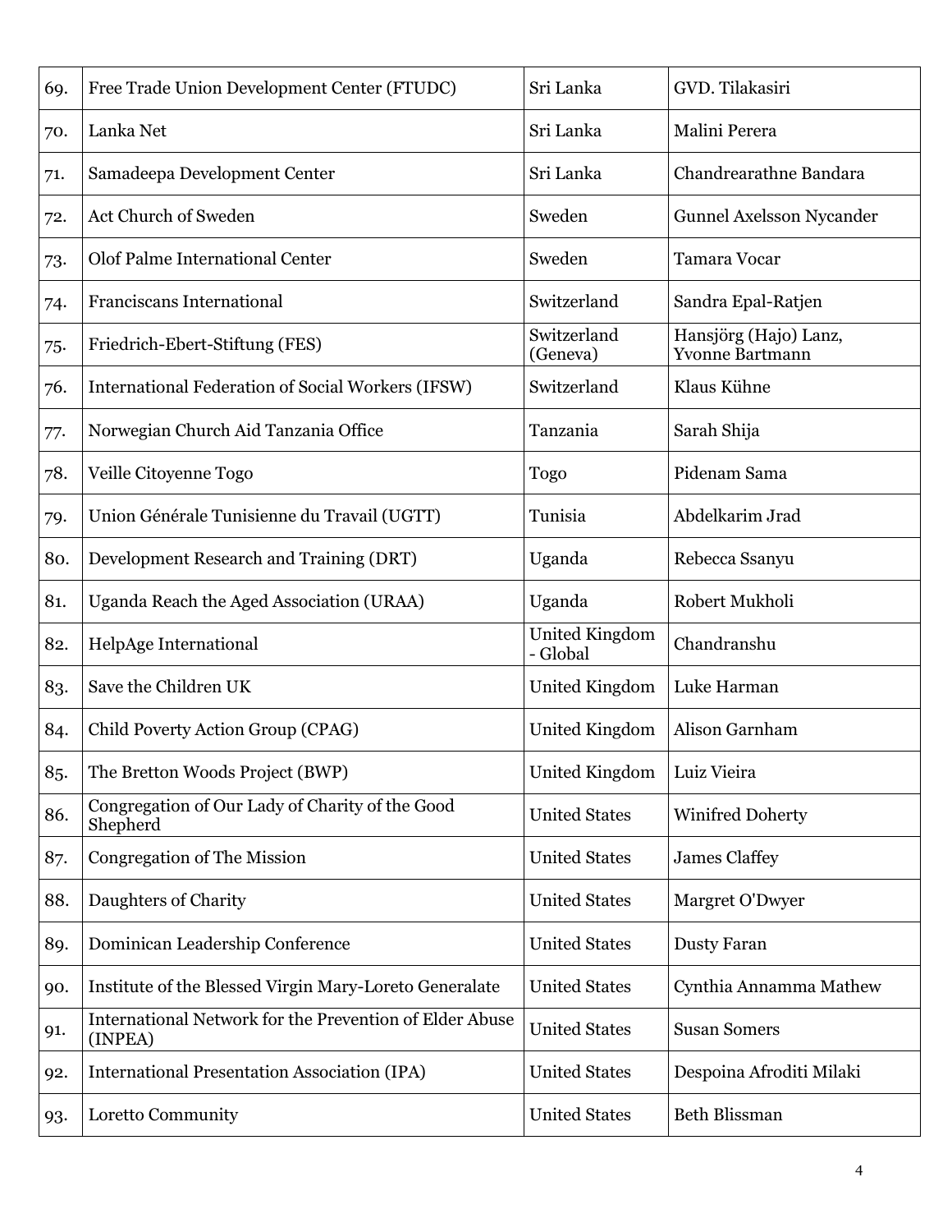| 69. | Free Trade Union Development Center (FTUDC) | Sri Lanka | GVD. Tilakasiri |
|---|---|---|---|
| 70. | Lanka Net | Sri Lanka | Malini Perera |
| 71. | Samadeepa Development Center | Sri Lanka | Chandrearathne Bandara |
| 72. | Act Church of Sweden | Sweden | Gunnel Axelsson Nycander |
| 73. | Olof Palme International Center | Sweden | Tamara Vocar |
| 74. | Franciscans International | Switzerland | Sandra Epal-Ratjen |
| 75. | Friedrich-Ebert-Stiftung (FES) | Switzerland (Geneva) | Hansjörg (Hajo) Lanz, Yvonne Bartmann |
| 76. | International Federation of Social Workers (IFSW) | Switzerland | Klaus Kühne |
| 77. | Norwegian Church Aid Tanzania Office | Tanzania | Sarah Shija |
| 78. | Veille Citoyenne Togo | Togo | Pidenam Sama |
| 79. | Union Générale Tunisienne du Travail (UGTT) | Tunisia | Abdelkarim Jrad |
| 80. | Development Research and Training (DRT) | Uganda | Rebecca Ssanyu |
| 81. | Uganda Reach the Aged Association (URAA) | Uganda | Robert Mukholi |
| 82. | HelpAge International | United Kingdom - Global | Chandranshu |
| 83. | Save the Children UK | United Kingdom | Luke Harman |
| 84. | Child Poverty Action Group (CPAG) | United Kingdom | Alison Garnham |
| 85. | The Bretton Woods Project (BWP) | United Kingdom | Luiz Vieira |
| 86. | Congregation of Our Lady of Charity of the Good Shepherd | United States | Winifred Doherty |
| 87. | Congregation of The Mission | United States | James Claffey |
| 88. | Daughters of Charity | United States | Margret O'Dwyer |
| 89. | Dominican Leadership Conference | United States | Dusty Faran |
| 90. | Institute of the Blessed Virgin Mary-Loreto Generalate | United States | Cynthia Annamma Mathew |
| 91. | International Network for the Prevention of Elder Abuse (INPEA) | United States | Susan Somers |
| 92. | International Presentation Association (IPA) | United States | Despoina Afroditi Milaki |
| 93. | Loretto Community | United States | Beth Blissman |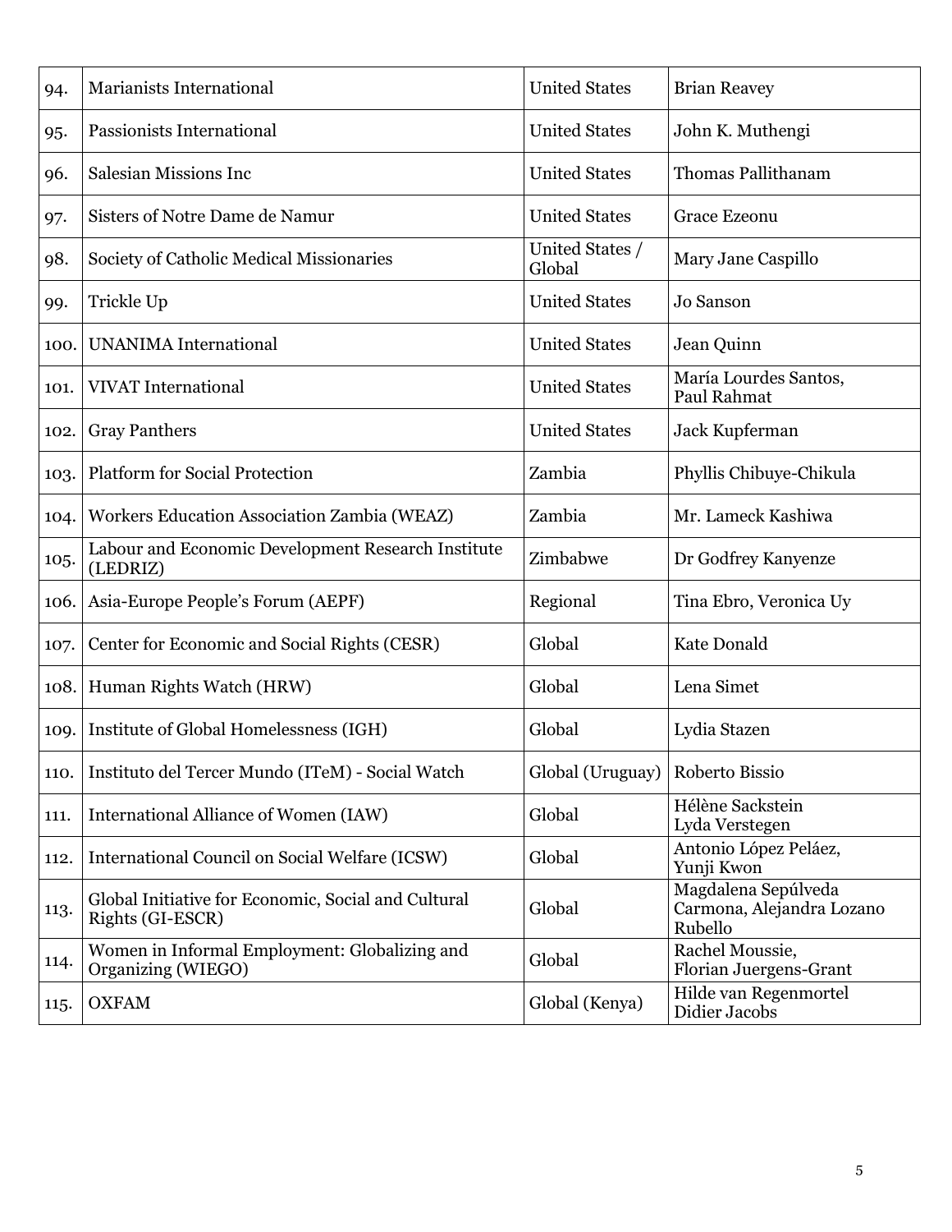| 94. | Marianists International | United States | Brian Reavey |
|---|---|---|---|
| 95. | Passionists International | United States | John K. Muthengi |
| 96. | Salesian Missions Inc | United States | Thomas Pallithanam |
| 97. | Sisters of Notre Dame de Namur | United States | Grace Ezeonu |
| 98. | Society of Catholic Medical Missionaries | United States / Global | Mary Jane Caspillo |
| 99. | Trickle Up | United States | Jo Sanson |
| 100. | UNANIMA International | United States | Jean Quinn |
| 101. | VIVAT International | United States | María Lourdes Santos, Paul Rahmat |
| 102. | Gray Panthers | United States | Jack Kupferman |
| 103. | Platform for Social Protection | Zambia | Phyllis Chibuye-Chikula |
| 104. | Workers Education Association Zambia (WEAZ) | Zambia | Mr. Lameck Kashiwa |
| 105. | Labour and Economic Development Research Institute (LEDRIZ) | Zimbabwe | Dr Godfrey Kanyenze |
| 106. | Asia-Europe People's Forum (AEPF) | Regional | Tina Ebro, Veronica Uy |
| 107. | Center for Economic and Social Rights (CESR) | Global | Kate Donald |
| 108. | Human Rights Watch (HRW) | Global | Lena Simet |
| 109. | Institute of Global Homelessness (IGH) | Global | Lydia Stazen |
| 110. | Instituto del Tercer Mundo (ITeM) - Social Watch | Global (Uruguay) | Roberto Bissio |
| 111. | International Alliance of Women (IAW) | Global | Hélène Sackstein Lyda Verstegen |
| 112. | International Council on Social Welfare (ICSW) | Global | Antonio López Peláez, Yunji Kwon |
| 113. | Global Initiative for Economic, Social and Cultural Rights (GI-ESCR) | Global | Magdalena Sepúlveda Carmona, Alejandra Lozano Rubello |
| 114. | Women in Informal Employment: Globalizing and Organizing (WIEGO) | Global | Rachel Moussie, Florian Juergens-Grant |
| 115. | OXFAM | Global (Kenya) | Hilde van Regenmortel Didier Jacobs |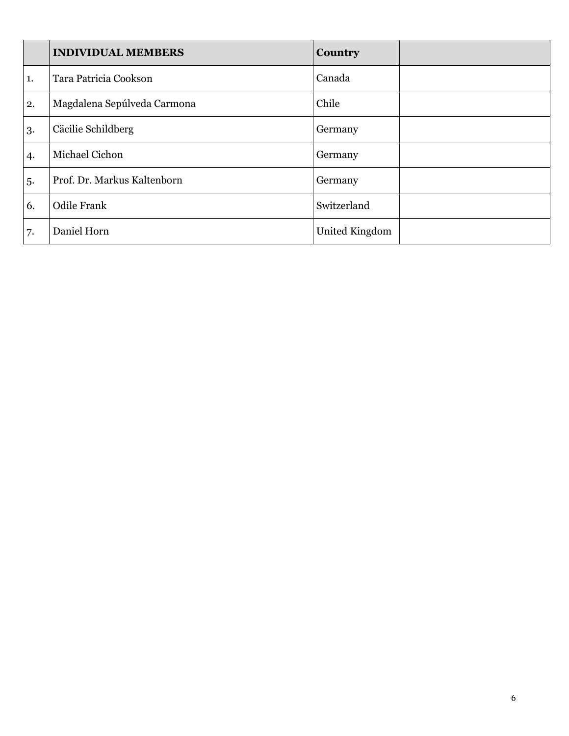| | INDIVIDUAL MEMBERS | Country | |
|---|---|---|---|
| 1. | Tara Patricia Cookson | Canada | |
| 2. | Magdalena Sepúlveda Carmona | Chile | |
| 3. | Cäcilie Schildberg | Germany | |
| 4. | Michael Cichon | Germany | |
| 5. | Prof. Dr. Markus Kaltenborn | Germany | |
| 6. | Odile Frank | Switzerland | |
| 7. | Daniel Horn | United Kingdom | |